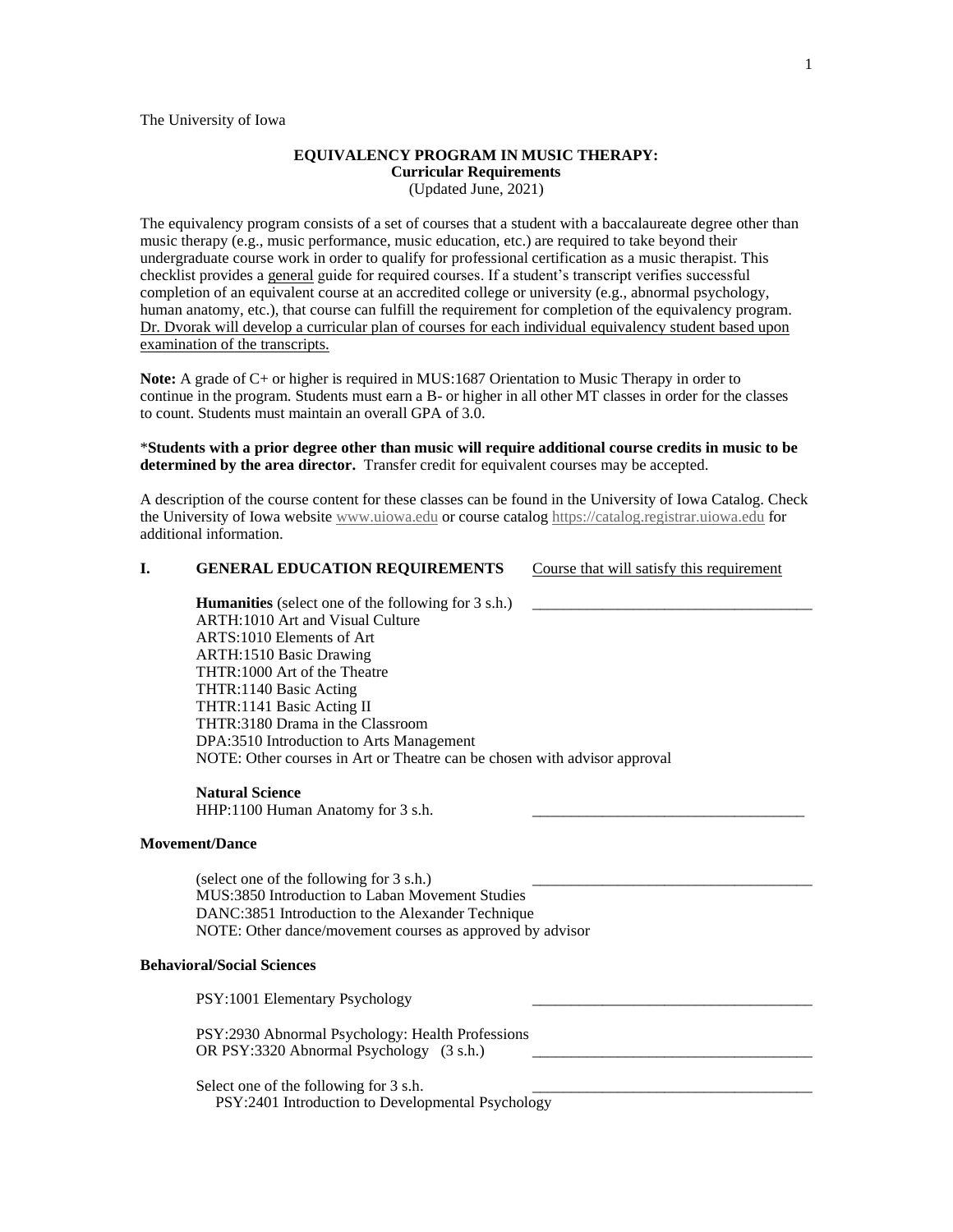The University of Iowa

# EQUIVALENCY PROGRAM IN MUSIC THERAPY:
## Curricular Requirements
(Updated June, 2021)

The equivalency program consists of a set of courses that a student with a baccalaureate degree other than music therapy (e.g., music performance, music education, etc.) are required to take beyond their undergraduate course work in order to qualify for professional certification as a music therapist. This checklist provides a general guide for required courses. If a student's transcript verifies successful completion of an equivalent course at an accredited college or university (e.g., abnormal psychology, human anatomy, etc.), that course can fulfill the requirement for completion of the equivalency program. Dr. Dvorak will develop a curricular plan of courses for each individual equivalency student based upon examination of the transcripts.

**Note:** A grade of C+ or higher is required in MUS:1687 Orientation to Music Therapy in order to continue in the program. Students must earn a B- or higher in all other MT classes in order for the classes to count. Students must maintain an overall GPA of 3.0.

***Students with a prior degree other than music will require additional course credits in music to be determined by the area director.** Transfer credit for equivalent courses may be accepted.

A description of the course content for these classes can be found in the University of Iowa Catalog. Check the University of Iowa website www.uiowa.edu or course catalog https://catalog.registrar.uiowa.edu for additional information.

### I. GENERAL EDUCATION REQUIREMENTS

Course that will satisfy this requirement

**Humanities** (select one of the following for 3 s.h.) ____________________________________

- ARTH:1010 Art and Visual Culture
- ARTS:1010 Elements of Art
- ARTH:1510 Basic Drawing
- THTR:1000 Art of the Theatre
- THTR:1140 Basic Acting
- THTR:1141 Basic Acting II
- THTR:3180 Drama in the Classroom
- DPA:3510 Introduction to Arts Management

NOTE: Other courses in Art or Theatre can be chosen with advisor approval

**Natural Science**

HHP:1100 Human Anatomy for 3 s.h. ____________________________________

**Movement/Dance**

(select one of the following for 3 s.h.) ____________________________________

- MUS:3850 Introduction to Laban Movement Studies
- DANC:3851 Introduction to the Alexander Technique

NOTE: Other dance/movement courses as approved by advisor

**Behavioral/Social Sciences**

PSY:1001 Elementary Psychology ____________________________________

PSY:2930 Abnormal Psychology: Health Professions
OR PSY:3320 Abnormal Psychology (3 s.h.) ____________________________________

Select one of the following for 3 s.h. ____________________________________

- PSY:2401 Introduction to Developmental Psychology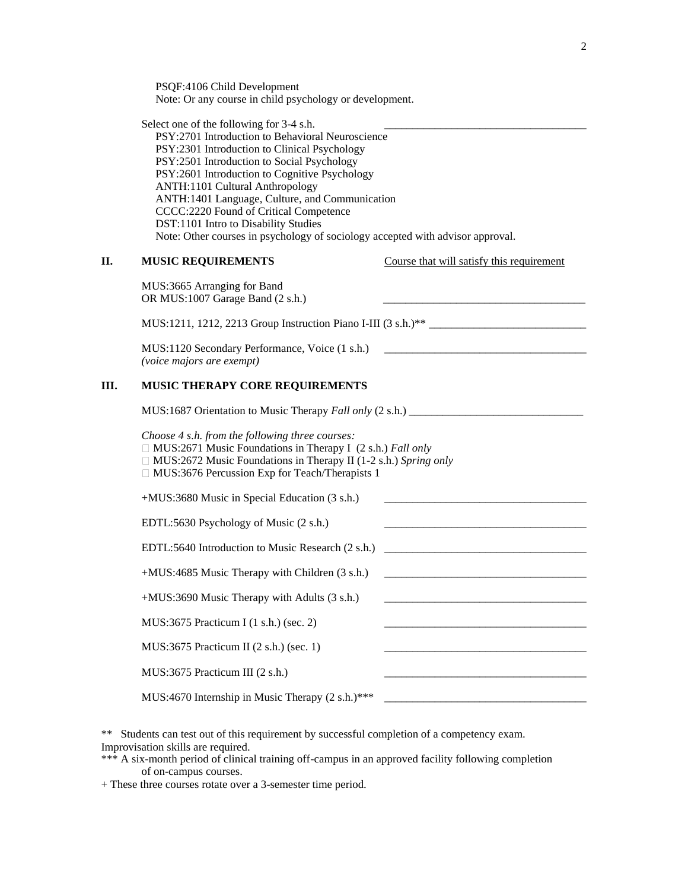PSQF:4106 Child Development
Note: Or any course in child psychology or development.

Select one of the following for 3-4 s.h. \_\_\_\_\_\_\_\_\_\_\_\_\_\_\_\_\_\_\_\_\_\_\_\_\_\_\_\_\_\_\_\_\_\_\_\_

PSY:2701 Introduction to Behavioral Neuroscience
PSY:2301 Introduction to Clinical Psychology
PSY:2501 Introduction to Social Psychology
PSY:2601 Introduction to Cognitive Psychology
ANTH:1101 Cultural Anthropology
ANTH:1401 Language, Culture, and Communication
CCCC:2220 Found of Critical Competence
DST:1101 Intro to Disability Studies
Note: Other courses in psychology of sociology accepted with advisor approval.

## II. MUSIC REQUIREMENTS

Course that will satisfy this requirement

MUS:3665 Arranging for Band
OR MUS:1007 Garage Band (2 s.h.) \_\_\_\_\_\_\_\_\_\_\_\_\_\_\_\_\_\_\_\_\_\_\_\_\_\_\_\_\_\_\_\_\_\_\_\_

MUS:1211, 1212, 2213 Group Instruction Piano I-III (3 s.h.)** \_\_\_\_\_\_\_\_\_\_\_\_\_\_\_\_\_\_\_\_\_\_\_\_\_\_\_\_

MUS:1120 Secondary Performance, Voice (1 s.h.) \_\_\_\_\_\_\_\_\_\_\_\_\_\_\_\_\_\_\_\_\_\_\_\_\_\_\_\_\_\_\_\_\_\_\_\_
*(voice majors are exempt)*

## III. MUSIC THERAPY CORE REQUIREMENTS

MUS:1687 Orientation to Music Therapy *Fall only* (2 s.h.) \_\_\_\_\_\_\_\_\_\_\_\_\_\_\_\_\_\_\_\_\_\_\_\_\_\_\_\_\_\_\_

*Choose 4 s.h. from the following three courses:*

- MUS:2671 Music Foundations in Therapy I (2 s.h.) *Fall only*
- MUS:2672 Music Foundations in Therapy II (1-2 s.h.) *Spring only*
- MUS:3676 Percussion Exp for Teach/Therapists 1

+MUS:3680 Music in Special Education (3 s.h.) \_\_\_\_\_\_\_\_\_\_\_\_\_\_\_\_\_\_\_\_\_\_\_\_\_\_\_\_\_\_\_\_\_\_\_\_

EDTL:5630 Psychology of Music (2 s.h.) \_\_\_\_\_\_\_\_\_\_\_\_\_\_\_\_\_\_\_\_\_\_\_\_\_\_\_\_\_\_\_\_\_\_\_\_

EDTL:5640 Introduction to Music Research (2 s.h.) \_\_\_\_\_\_\_\_\_\_\_\_\_\_\_\_\_\_\_\_\_\_\_\_\_\_\_\_\_\_\_\_\_\_\_\_

+MUS:4685 Music Therapy with Children (3 s.h.) \_\_\_\_\_\_\_\_\_\_\_\_\_\_\_\_\_\_\_\_\_\_\_\_\_\_\_\_\_\_\_\_\_\_\_\_

+MUS:3690 Music Therapy with Adults (3 s.h.) \_\_\_\_\_\_\_\_\_\_\_\_\_\_\_\_\_\_\_\_\_\_\_\_\_\_\_\_\_\_\_\_\_\_\_\_

MUS:3675 Practicum I (1 s.h.) (sec. 2) \_\_\_\_\_\_\_\_\_\_\_\_\_\_\_\_\_\_\_\_\_\_\_\_\_\_\_\_\_\_\_\_\_\_\_\_

MUS:3675 Practicum II (2 s.h.) (sec. 1) \_\_\_\_\_\_\_\_\_\_\_\_\_\_\_\_\_\_\_\_\_\_\_\_\_\_\_\_\_\_\_\_\_\_\_\_

MUS:3675 Practicum III (2 s.h.) \_\_\_\_\_\_\_\_\_\_\_\_\_\_\_\_\_\_\_\_\_\_\_\_\_\_\_\_\_\_\_\_\_\_\_\_

MUS:4670 Internship in Music Therapy (2 s.h.)*** \_\_\_\_\_\_\_\_\_\_\_\_\_\_\_\_\_\_\_\_\_\_\_\_\_\_\_\_\_\_\_\_\_\_\_\_

** Students can test out of this requirement by successful completion of a competency exam. Improvisation skills are required.

*** A six-month period of clinical training off-campus in an approved facility following completion of on-campus courses.

+ These three courses rotate over a 3-semester time period.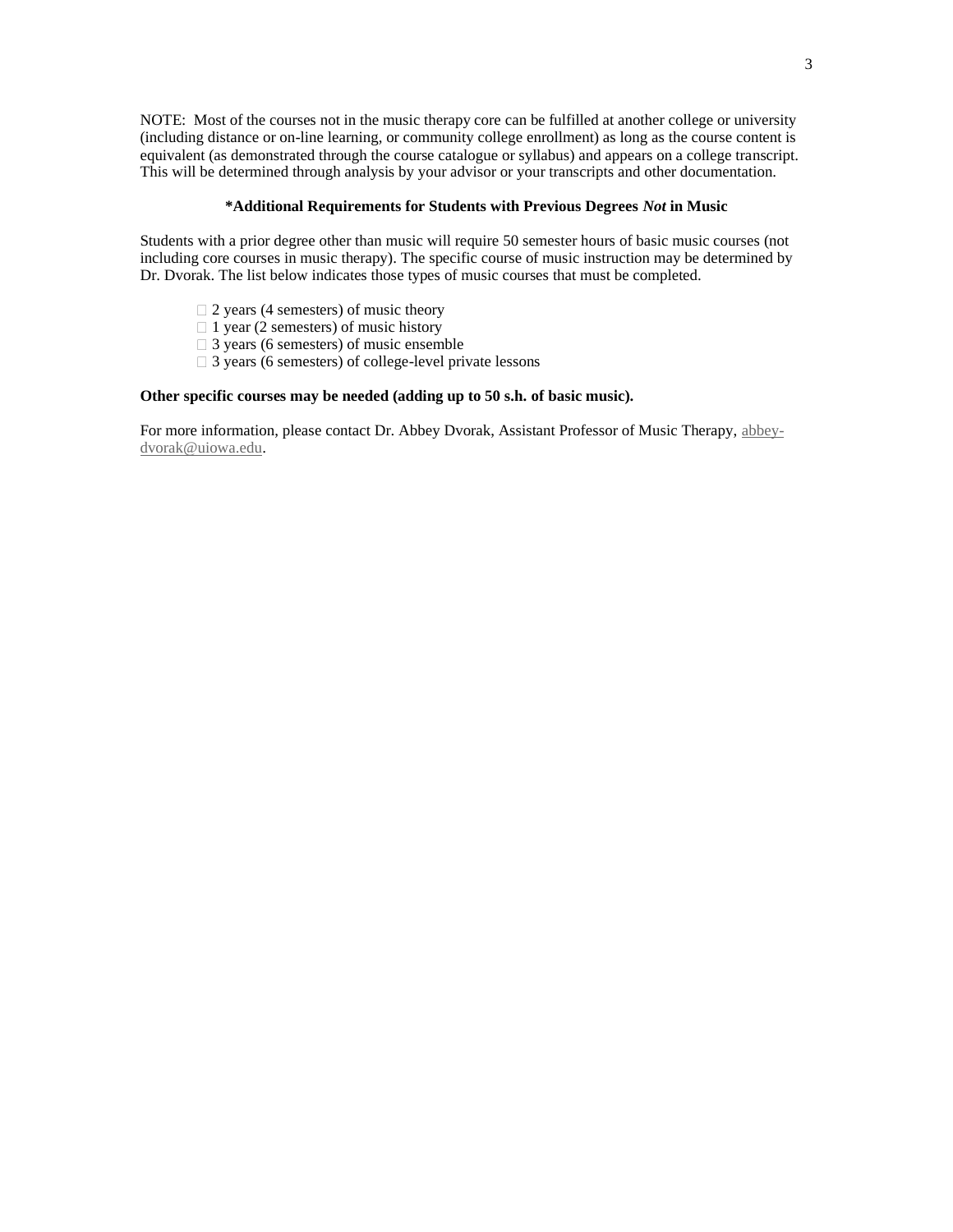NOTE: Most of the courses not in the music therapy core can be fulfilled at another college or university (including distance or on-line learning, or community college enrollment) as long as the course content is equivalent (as demonstrated through the course catalogue or syllabus) and appears on a college transcript. This will be determined through analysis by your advisor or your transcripts and other documentation.

### *Additional Requirements for Students with Previous Degrees *Not* in Music

Students with a prior degree other than music will require 50 semester hours of basic music courses (not including core courses in music therapy). The specific course of music instruction may be determined by Dr. Dvorak. The list below indicates those types of music courses that must be completed.

- 2 years (4 semesters) of music theory
- 1 year (2 semesters) of music history
- 3 years (6 semesters) of music ensemble
- 3 years (6 semesters) of college-level private lessons

**Other specific courses may be needed (adding up to 50 s.h. of basic music).**

For more information, please contact Dr. Abbey Dvorak, Assistant Professor of Music Therapy, abbey-dvorak@uiowa.edu.